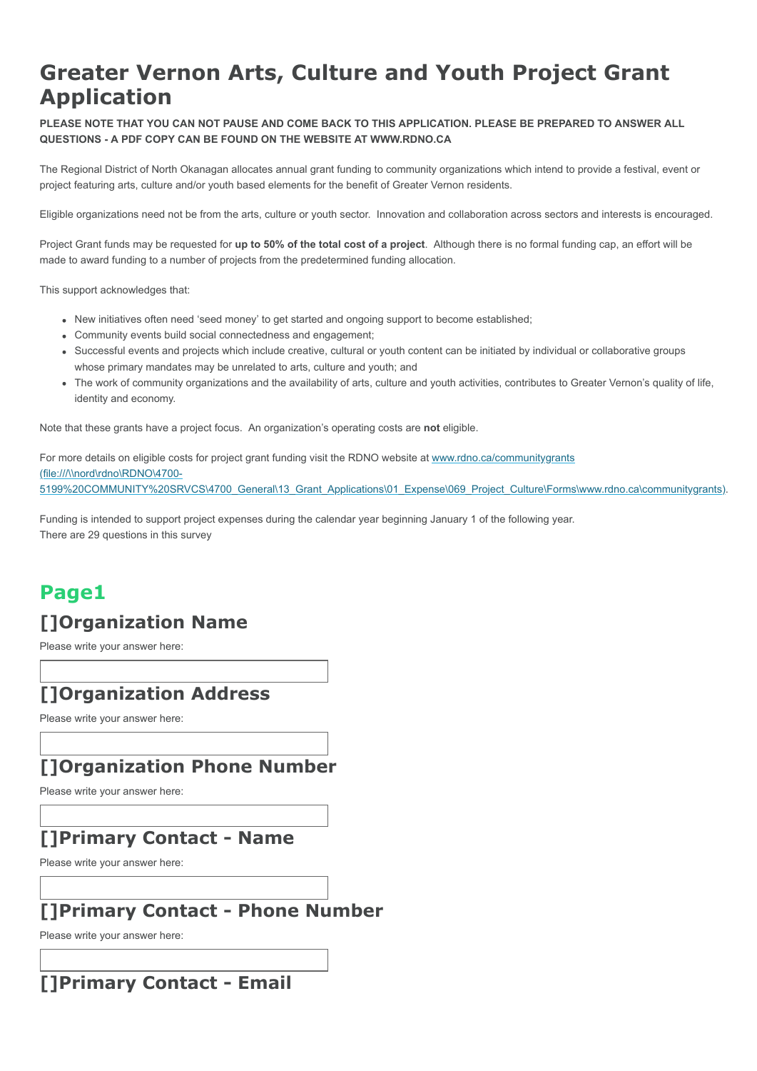# Greater Vernon Arts, Culture and Youth Project Grant Application

**PLEASE NOTE THAT YOU CAN NOT PAUSE AND COME BACK TO THIS APPLICATION. PLEASE BE PREPARED TO ANSWER ALL QUESTIONS - A PDF COPY CAN BE FOUND ON THE WEBSITE AT WWW.RDNO.CA**

The Regional District of North Okanagan allocates annual grant funding to community organizations which intend to provide a festival, event or project featuring arts, culture and/or youth based elements for the benefit of Greater Vernon residents.

Eligible organizations need not be from the arts, culture or youth sector. Innovation and collaboration across sectors and interests is encouraged.

Project Grant funds may be requested for **up to 50% of the total cost of a project**. Although there is no formal funding cap, an effort will be made to award funding to a number of projects from the predetermined funding allocation.

This support acknowledges that:

- New initiatives often need 'seed money' to get started and ongoing support to become established;
- Community events build social connectedness and engagement;
- Successful events and projects which include creative, cultural or youth content can be initiated by individual or collaborative groups whose primary mandates may be unrelated to arts, culture and youth; and
- The work of community organizations and the availability of arts, culture and youth activities, contributes to Greater Vernon's quality of life, identity and economy.

Note that these grants have a project focus. An organization's operating costs are **not** eligible.

For more details on eligible costs for project grant funding visit the RDNO website at www.rdno.ca/communitygrants (file:///\\nord\rdno\RDNO\4700-5199%20COMMUNITY%20SRVCS\4700_General\13_Grant_Applications\01_Expense\069_Project_Culture\Forms\www.rdno.ca/communitygrants).

Funding is intended to support project expenses during the calendar year beginning January 1 of the following year.
There are 29 questions in this survey

## Page1

### []Organization Name

Please write your answer here:

### []Organization Address

Please write your answer here:

### []Organization Phone Number

Please write your answer here:

### []Primary Contact - Name

Please write your answer here:

### []Primary Contact - Phone Number

Please write your answer here:

### []Primary Contact - Email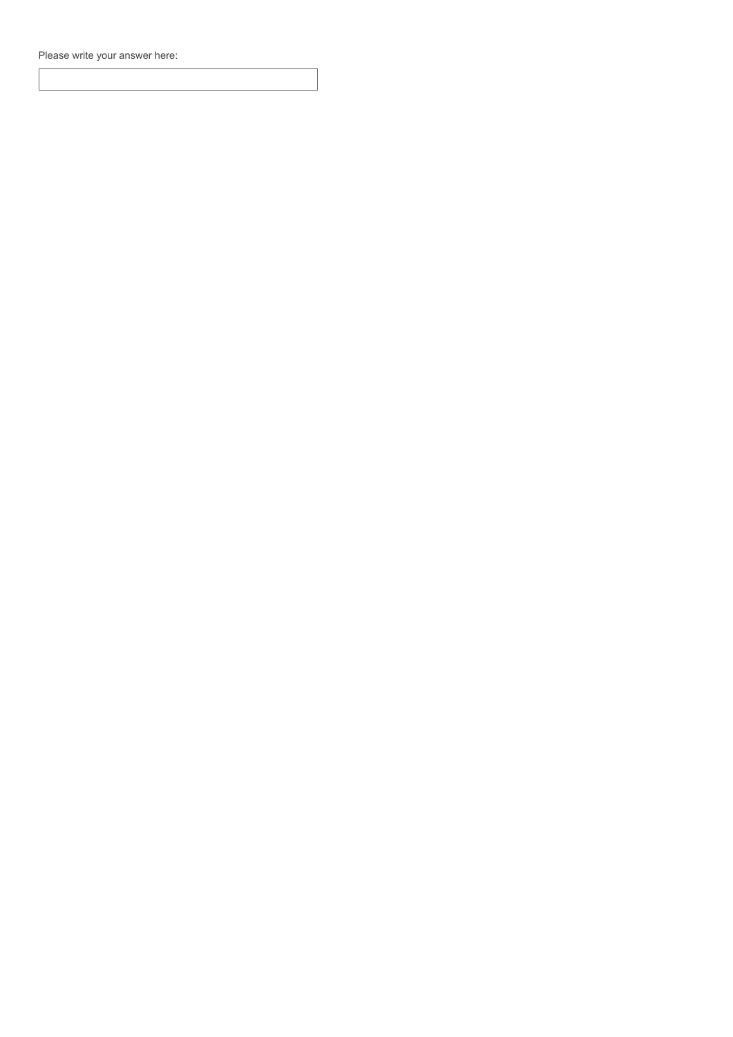Please write your answer here: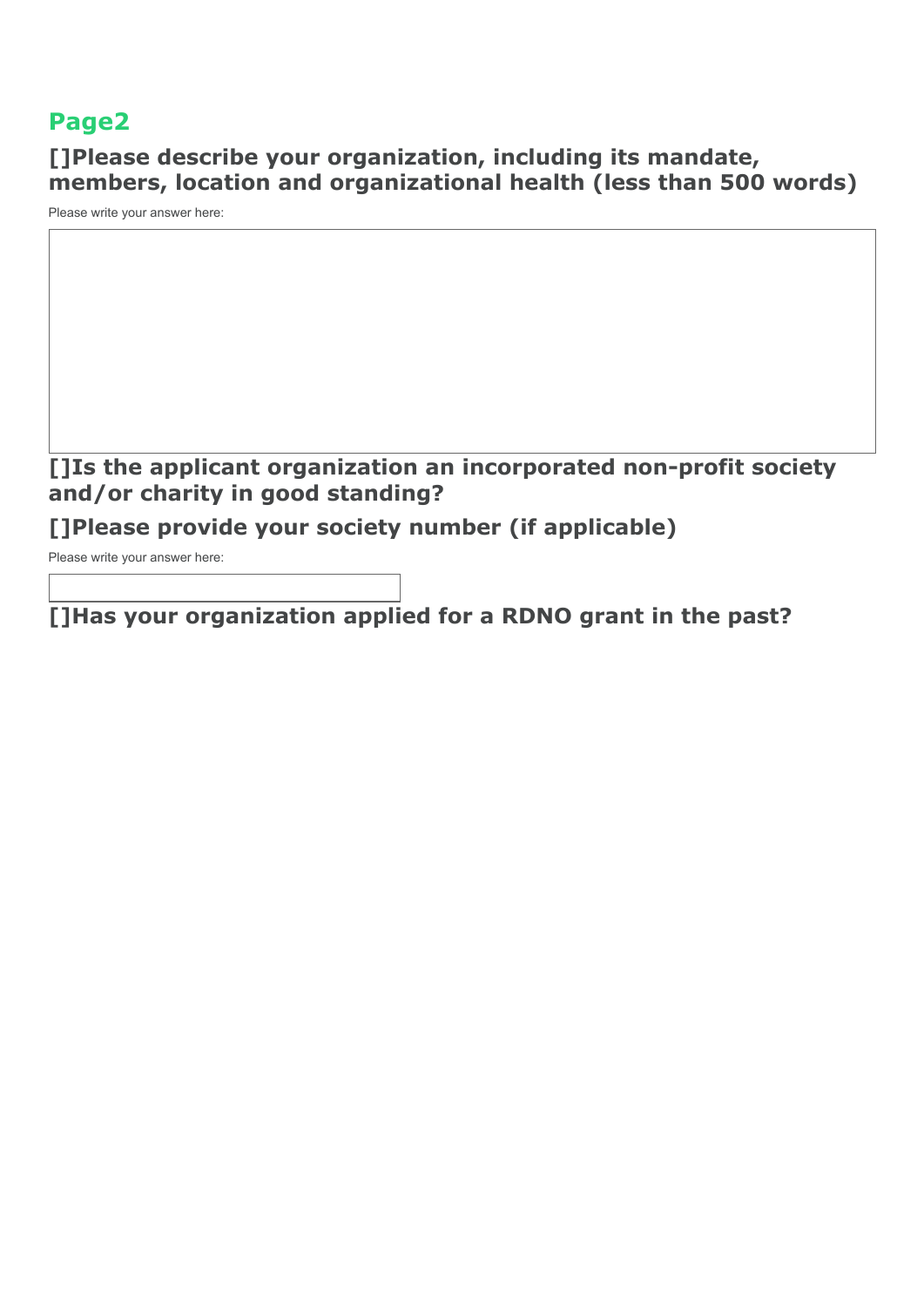# Page2

## []Please describe your organization, including its mandate, members, location and organizational health (less than 500 words)

Please write your answer here:

## []Is the applicant organization an incorporated non-profit society and/or charity in good standing?

## []Please provide your society number (if applicable)

Please write your answer here:

## []Has your organization applied for a RDNO grant in the past?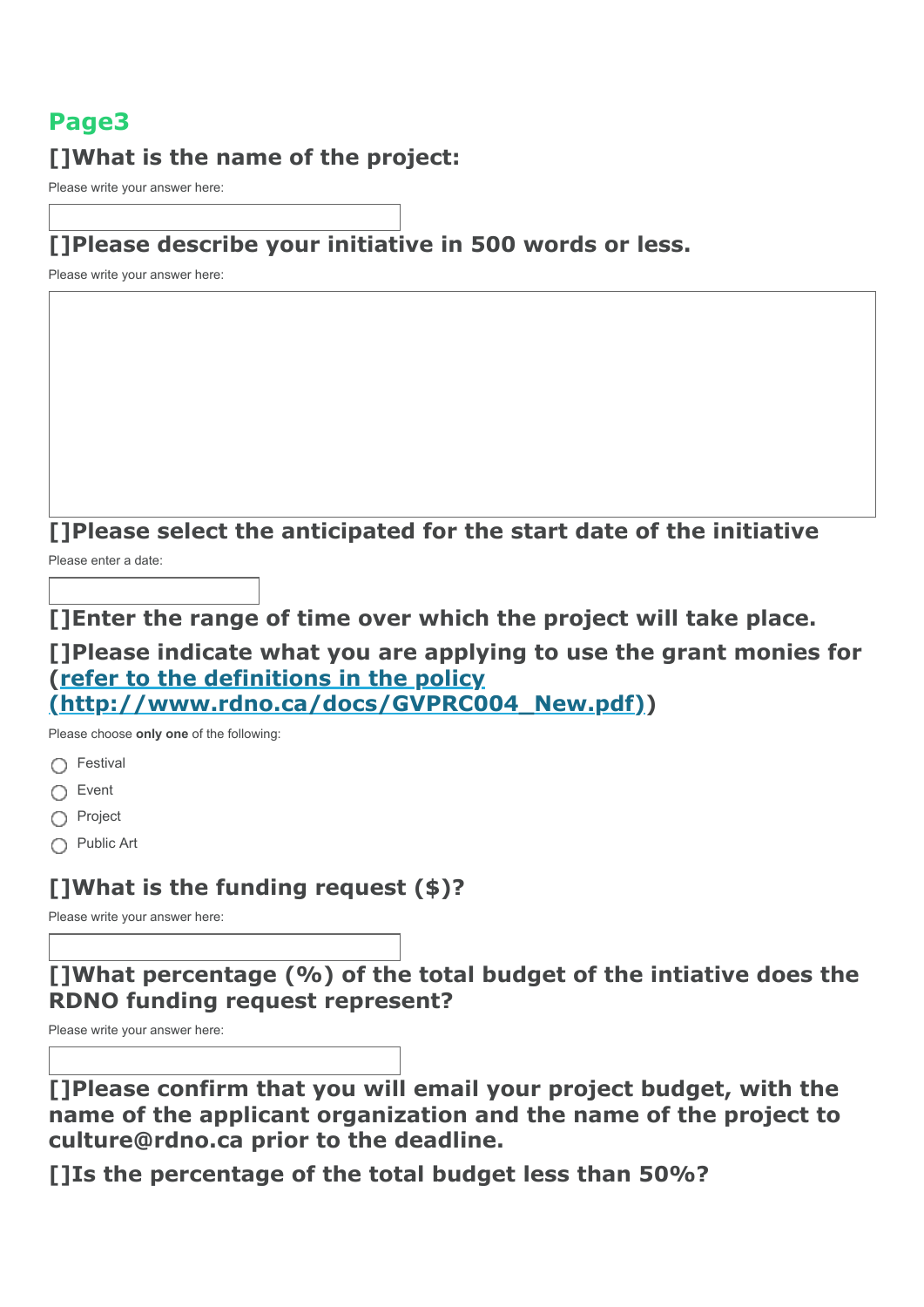## Page3

### []What is the name of the project:

Please write your answer here:

### []Please describe your initiative in 500 words or less.

Please write your answer here:

### []Please select the anticipated for the start date of the initiative

Please enter a date:

### []Enter the range of time over which the project will take place.

### []Please indicate what you are applying to use the grant monies for ([refer to the definitions in the policy (http://www.rdno.ca/docs/GVPRC004_New.pdf)](http://www.rdno.ca/docs/GVPRC004_New.pdf))

Please choose **only one** of the following:

- Festival
- Event
- Project
- Public Art

### []What is the funding request ($)?

Please write your answer here:

### []What percentage (%) of the total budget of the intiative does the RDNO funding request represent?

Please write your answer here:

### []Please confirm that you will email your project budget, with the name of the applicant organization and the name of the project to culture@rdno.ca prior to the deadline.

### []Is the percentage of the total budget less than 50%?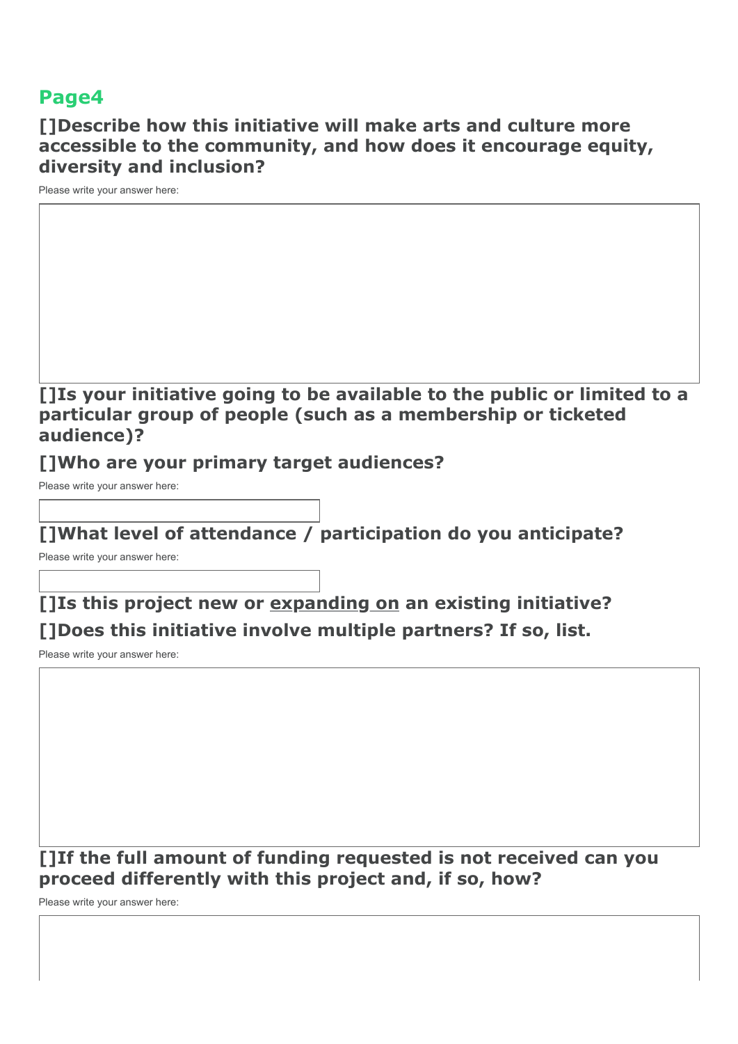## Page4

### []Describe how this initiative will make arts and culture more accessible to the community, and how does it encourage equity, diversity and inclusion?

Please write your answer here:

### []Is your initiative going to be available to the public or limited to a particular group of people (such as a membership or ticketed audience)?

### []Who are your primary target audiences?

Please write your answer here:

### []What level of attendance / participation do you anticipate?

Please write your answer here:

### []Is this project new or expanding on an existing initiative?

### []Does this initiative involve multiple partners? If so, list.

Please write your answer here:

### []If the full amount of funding requested is not received can you proceed differently with this project and, if so, how?

Please write your answer here: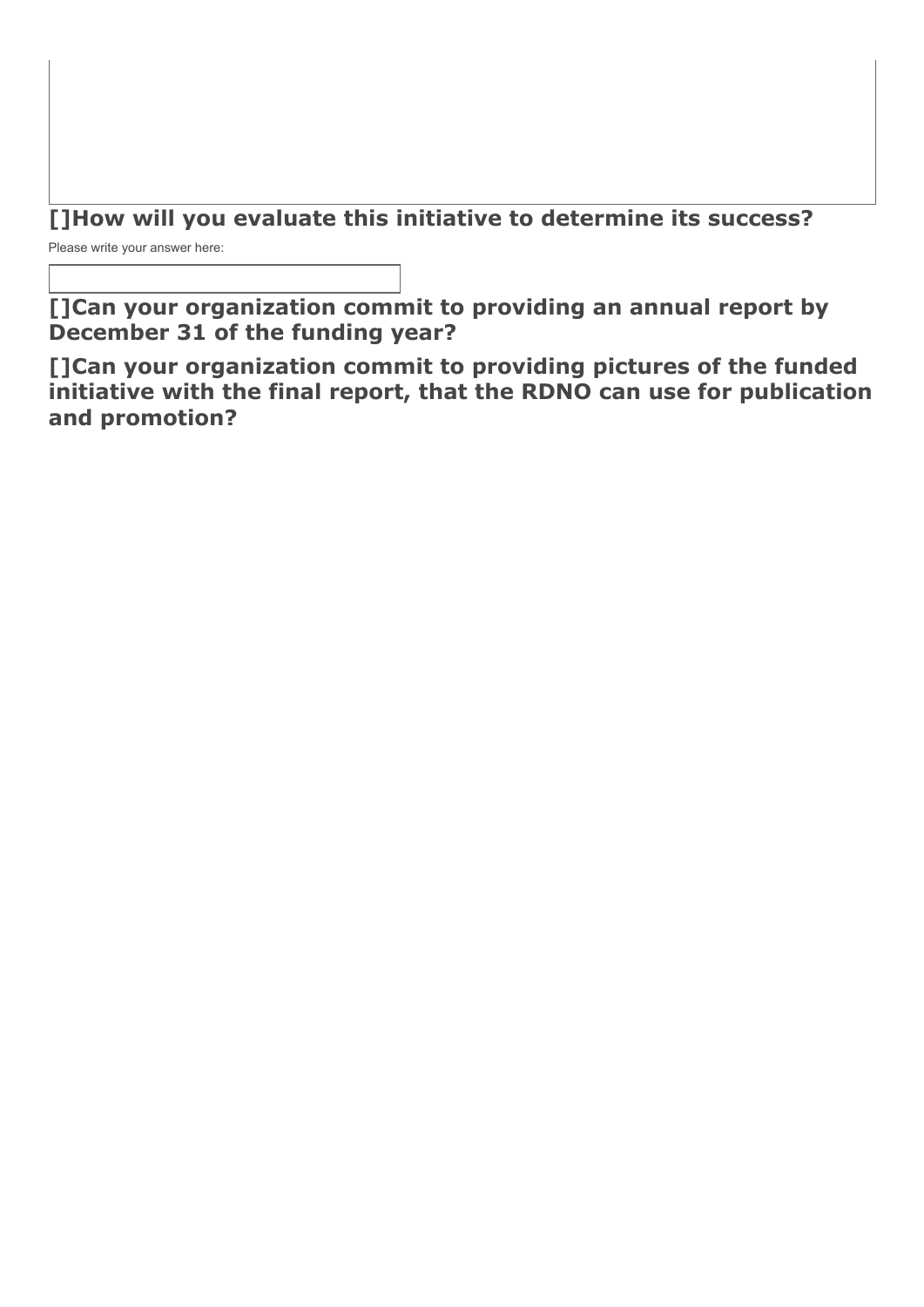## []How will you evaluate this initiative to determine its success?

Please write your answer here:

## []Can your organization commit to providing an annual report by December 31 of the funding year?

## []Can your organization commit to providing pictures of the funded initiative with the final report, that the RDNO can use for publication and promotion?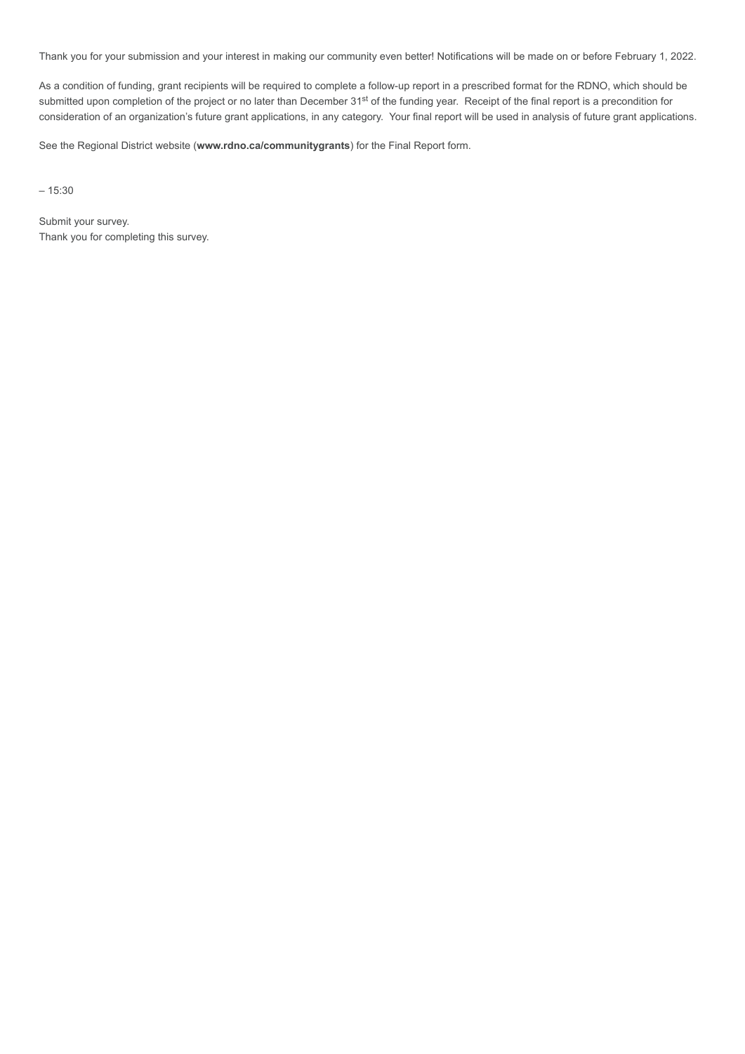Thank you for your submission and your interest in making our community even better! Notifications will be made on or before February 1, 2022.

As a condition of funding, grant recipients will be required to complete a follow-up report in a prescribed format for the RDNO, which should be submitted upon completion of the project or no later than December 31st of the funding year. Receipt of the final report is a precondition for consideration of an organization's future grant applications, in any category. Your final report will be used in analysis of future grant applications.

See the Regional District website (**www.rdno.ca/communitygrants**) for the Final Report form.

– 15:30

Submit your survey.
Thank you for completing this survey.